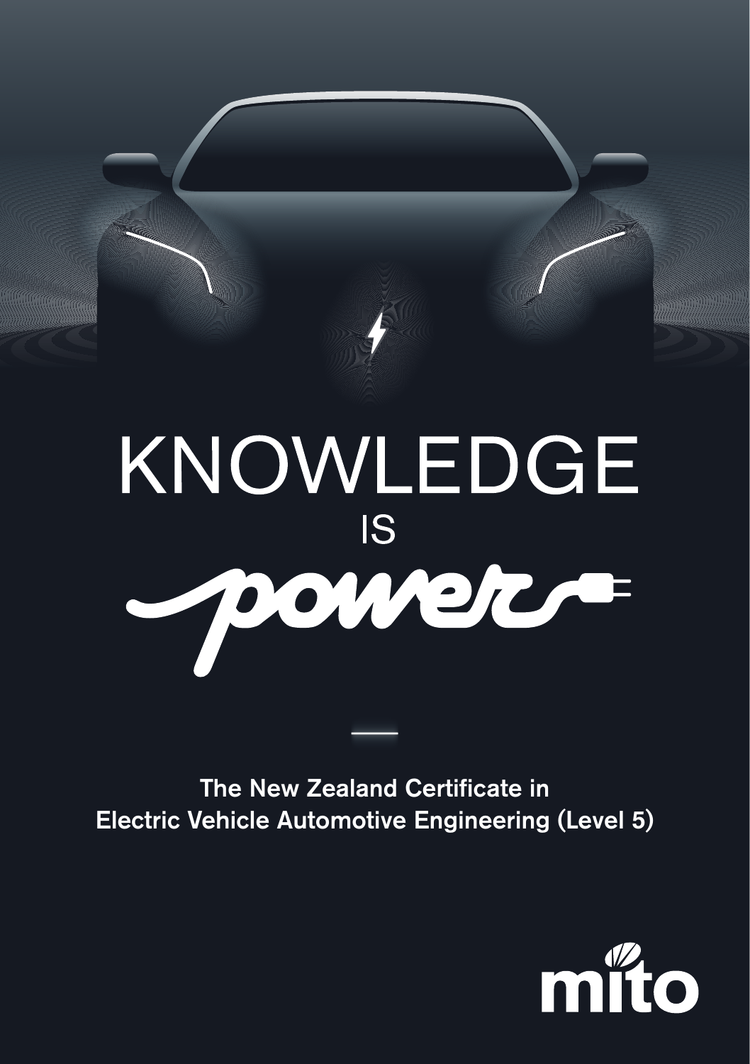# KNOWLEDGE IS *power*

**The New Zealand Certificate in Electric Vehicle Automotive Engineering (Level 5)**

mito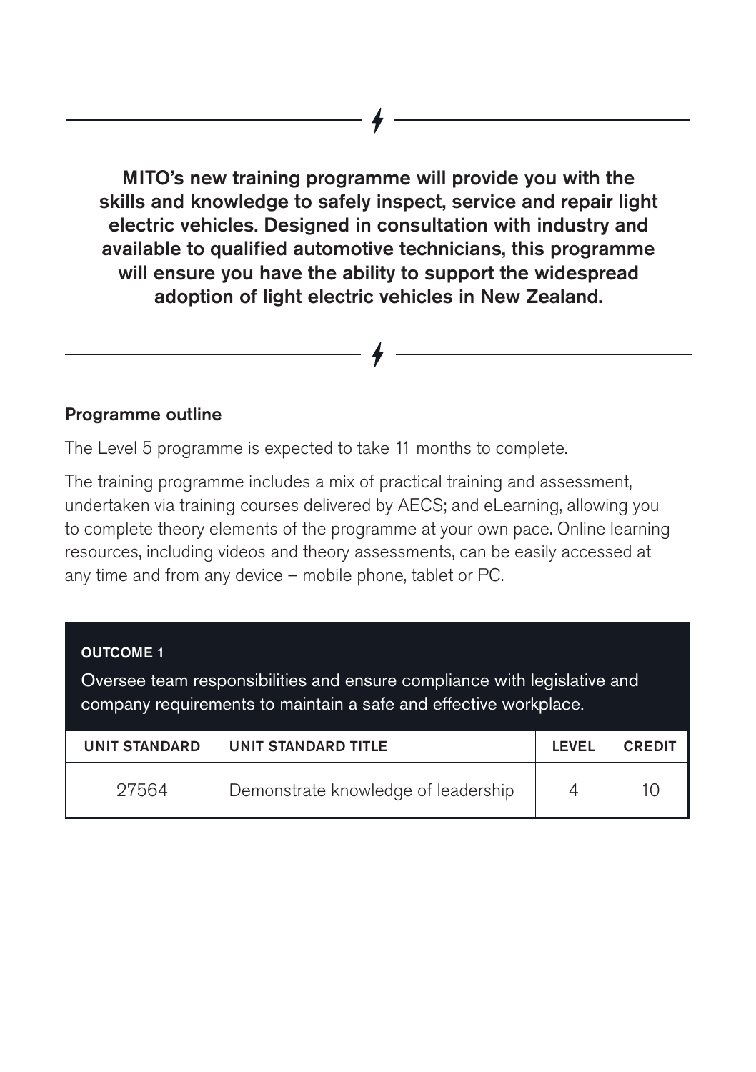---

**MITO's new training programme will provide you with the skills and knowledge to safely inspect, service and repair light electric vehicles. Designed in consultation with industry and available to qualified automotive technicians, this programme will ensure you have the ability to support the widespread adoption of light electric vehicles in New Zealand.**

---

### Programme outline

The Level 5 programme is expected to take 11 months to complete.

The training programme includes a mix of practical training and assessment, undertaken via training courses delivered by AECS; and eLearning, allowing you to complete theory elements of the programme at your own pace. Online learning resources, including videos and theory assessments, can be easily accessed at any time and from any device – mobile phone, tablet or PC.

**OUTCOME 1**

Oversee team responsibilities and ensure compliance with legislative and company requirements to maintain a safe and effective workplace.

| UNIT STANDARD | UNIT STANDARD TITLE | LEVEL | CREDIT |
|---|---|---|---|
| 27564 | Demonstrate knowledge of leadership | 4 | 10 |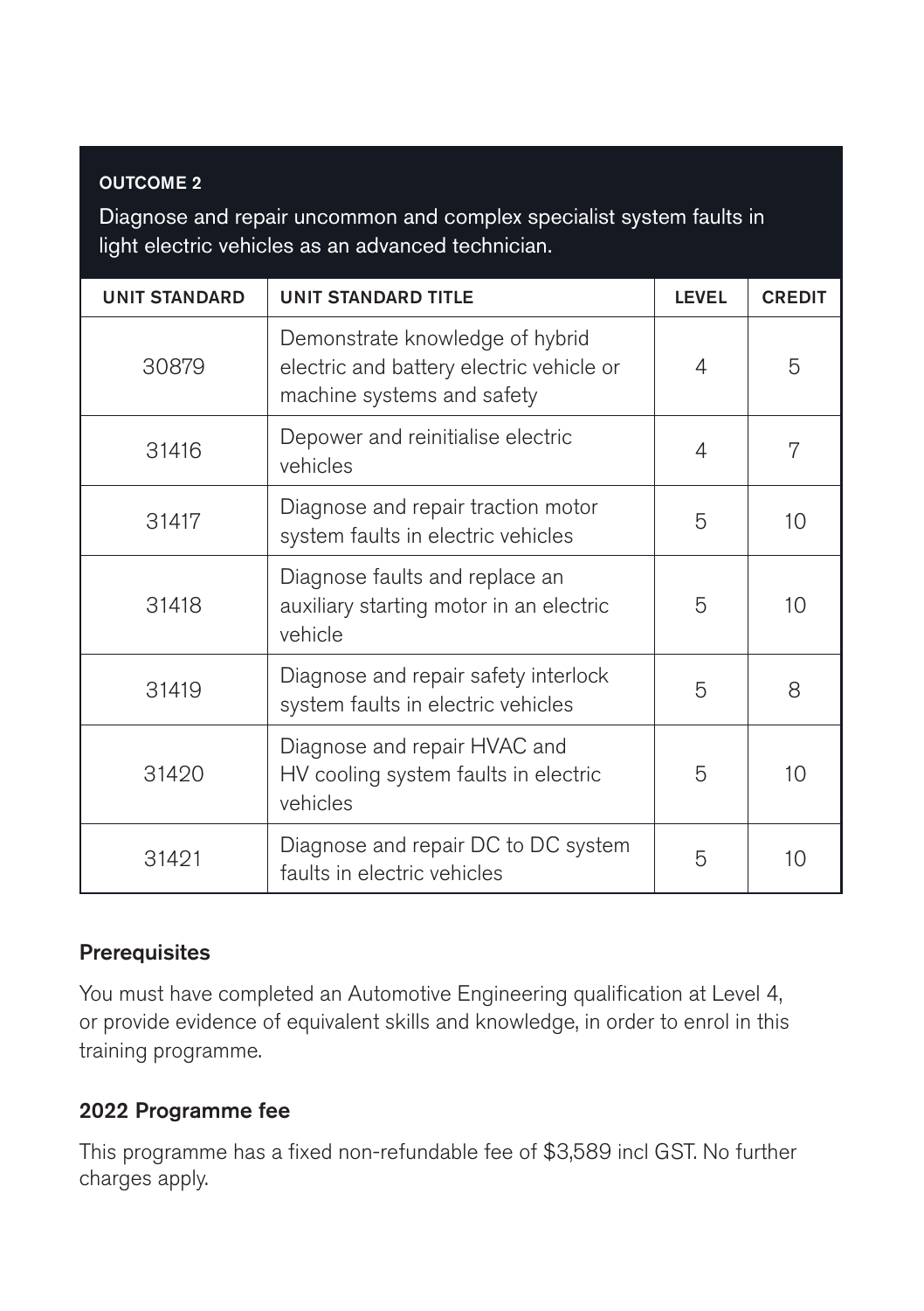**OUTCOME 2**

Diagnose and repair uncommon and complex specialist system faults in light electric vehicles as an advanced technician.

| UNIT STANDARD | UNIT STANDARD TITLE | LEVEL | CREDIT |
| --- | --- | --- | --- |
| 30879 | Demonstrate knowledge of hybrid electric and battery electric vehicle or machine systems and safety | 4 | 5 |
| 31416 | Depower and reinitialise electric vehicles | 4 | 7 |
| 31417 | Diagnose and repair traction motor system faults in electric vehicles | 5 | 10 |
| 31418 | Diagnose faults and replace an auxiliary starting motor in an electric vehicle | 5 | 10 |
| 31419 | Diagnose and repair safety interlock system faults in electric vehicles | 5 | 8 |
| 31420 | Diagnose and repair HVAC and HV cooling system faults in electric vehicles | 5 | 10 |
| 31421 | Diagnose and repair DC to DC system faults in electric vehicles | 5 | 10 |

## Prerequisites

You must have completed an Automotive Engineering qualification at Level 4, or provide evidence of equivalent skills and knowledge, in order to enrol in this training programme.

## 2022 Programme fee

This programme has a fixed non-refundable fee of $3,589 incl GST. No further charges apply.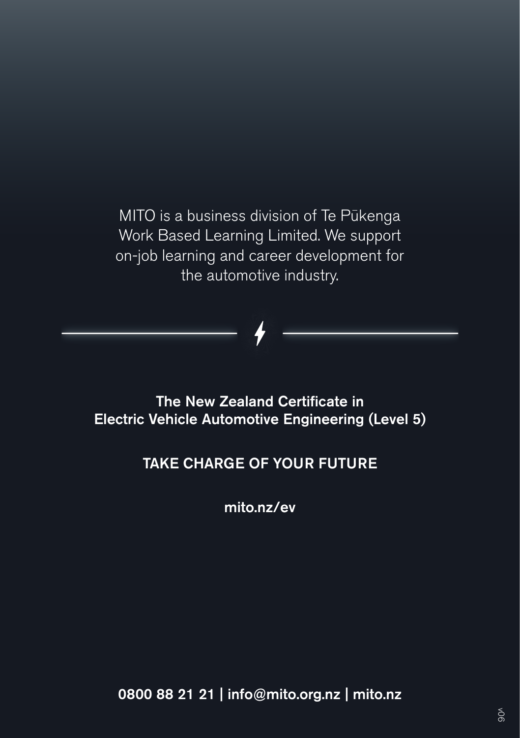MITO is a business division of Te Pūkenga Work Based Learning Limited. We support on-job learning and career development for the automotive industry.

---

**The New Zealand Certificate in Electric Vehicle Automotive Engineering (Level 5)**

**TAKE CHARGE OF YOUR FUTURE**

**mito.nz/ev**

**0800 88 21 21 | info@mito.org.nz | mito.nz**

v06